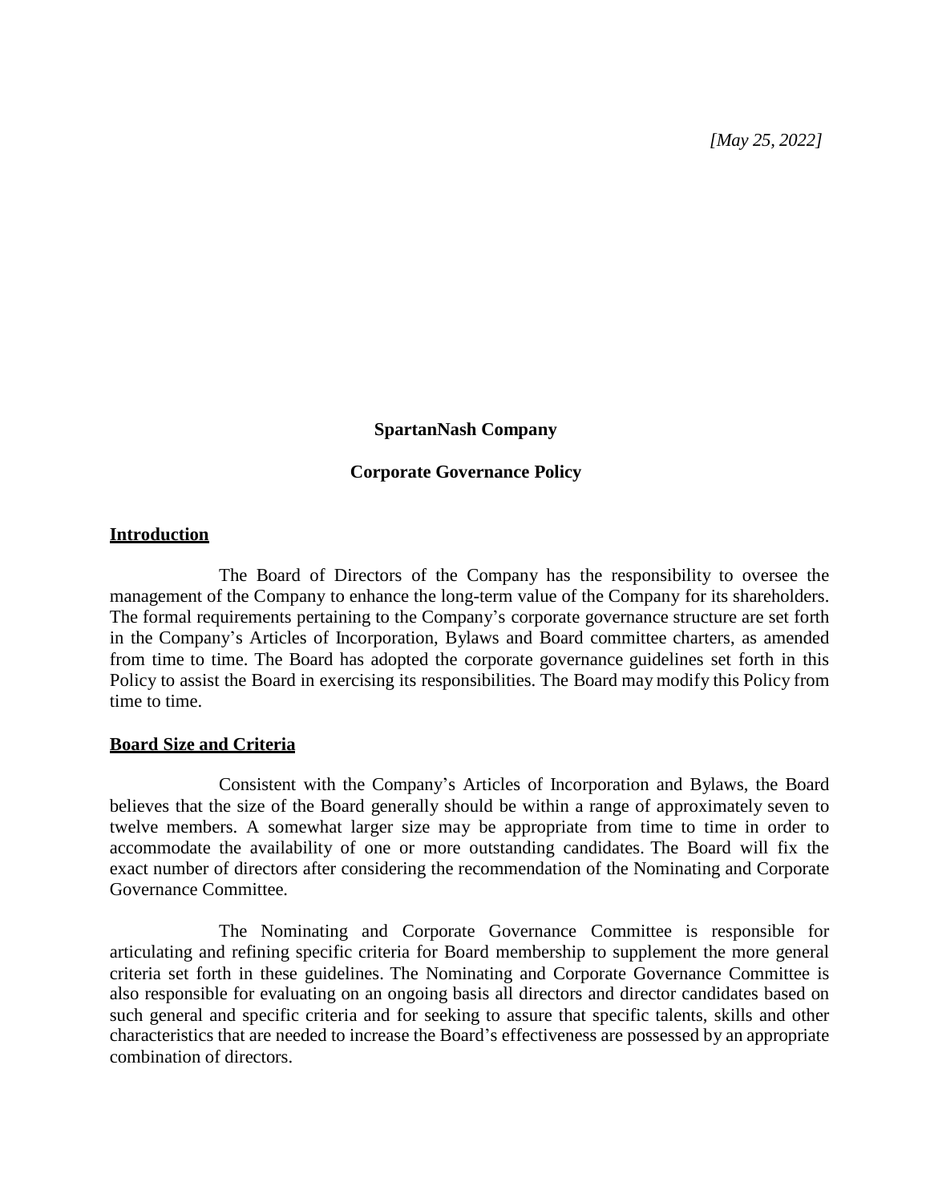*[May 25, 2022]*

**SpartanNash Company**

**Corporate Governance Policy**

## Introduction

The Board of Directors of the Company has the responsibility to oversee the management of the Company to enhance the long-term value of the Company for its shareholders. The formal requirements pertaining to the Company's corporate governance structure are set forth in the Company's Articles of Incorporation, Bylaws and Board committee charters, as amended from time to time. The Board has adopted the corporate governance guidelines set forth in this Policy to assist the Board in exercising its responsibilities. The Board may modify this Policy from time to time.

## Board Size and Criteria

Consistent with the Company's Articles of Incorporation and Bylaws, the Board believes that the size of the Board generally should be within a range of approximately seven to twelve members. A somewhat larger size may be appropriate from time to time in order to accommodate the availability of one or more outstanding candidates. The Board will fix the exact number of directors after considering the recommendation of the Nominating and Corporate Governance Committee.

The Nominating and Corporate Governance Committee is responsible for articulating and refining specific criteria for Board membership to supplement the more general criteria set forth in these guidelines. The Nominating and Corporate Governance Committee is also responsible for evaluating on an ongoing basis all directors and director candidates based on such general and specific criteria and for seeking to assure that specific talents, skills and other characteristics that are needed to increase the Board's effectiveness are possessed by an appropriate combination of directors.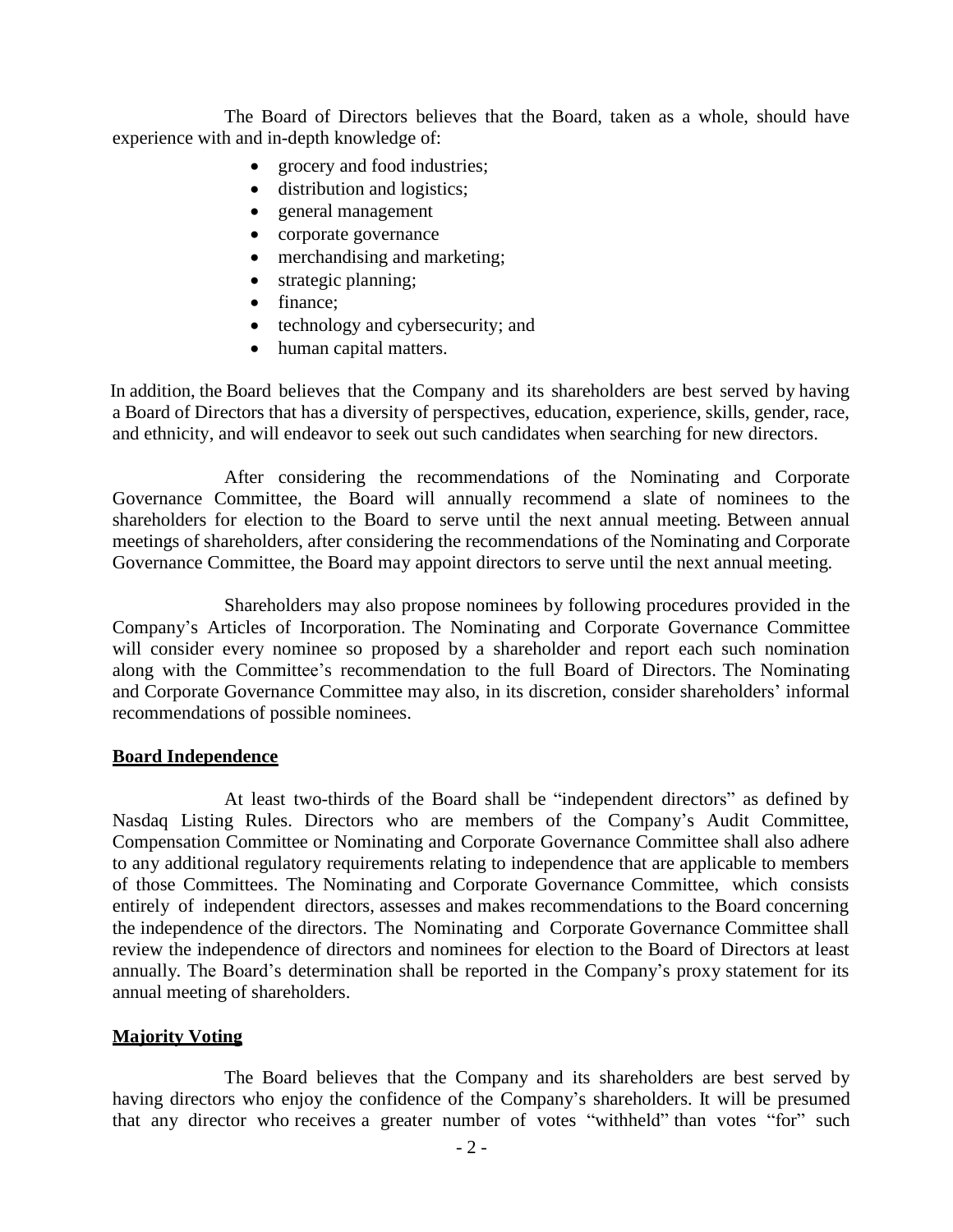The Board of Directors believes that the Board, taken as a whole, should have experience with and in-depth knowledge of:

- grocery and food industries;
- distribution and logistics;
- general management
- corporate governance
- merchandising and marketing;
- strategic planning;
- finance;
- technology and cybersecurity; and
- human capital matters.

In addition, the Board believes that the Company and its shareholders are best served by having a Board of Directors that has a diversity of perspectives, education, experience, skills, gender, race, and ethnicity, and will endeavor to seek out such candidates when searching for new directors.

After considering the recommendations of the Nominating and Corporate Governance Committee, the Board will annually recommend a slate of nominees to the shareholders for election to the Board to serve until the next annual meeting. Between annual meetings of shareholders, after considering the recommendations of the Nominating and Corporate Governance Committee, the Board may appoint directors to serve until the next annual meeting.

Shareholders may also propose nominees by following procedures provided in the Company's Articles of Incorporation. The Nominating and Corporate Governance Committee will consider every nominee so proposed by a shareholder and report each such nomination along with the Committee's recommendation to the full Board of Directors. The Nominating and Corporate Governance Committee may also, in its discretion, consider shareholders' informal recommendations of possible nominees.

**Board Independence**

At least two-thirds of the Board shall be "independent directors" as defined by Nasdaq Listing Rules. Directors who are members of the Company's Audit Committee, Compensation Committee or Nominating and Corporate Governance Committee shall also adhere to any additional regulatory requirements relating to independence that are applicable to members of those Committees. The Nominating and Corporate Governance Committee, which consists entirely of independent directors, assesses and makes recommendations to the Board concerning the independence of the directors. The Nominating and Corporate Governance Committee shall review the independence of directors and nominees for election to the Board of Directors at least annually. The Board's determination shall be reported in the Company's proxy statement for its annual meeting of shareholders.

**Majority Voting**

The Board believes that the Company and its shareholders are best served by having directors who enjoy the confidence of the Company's shareholders. It will be presumed that any director who receives a greater number of votes "withheld" than votes "for" such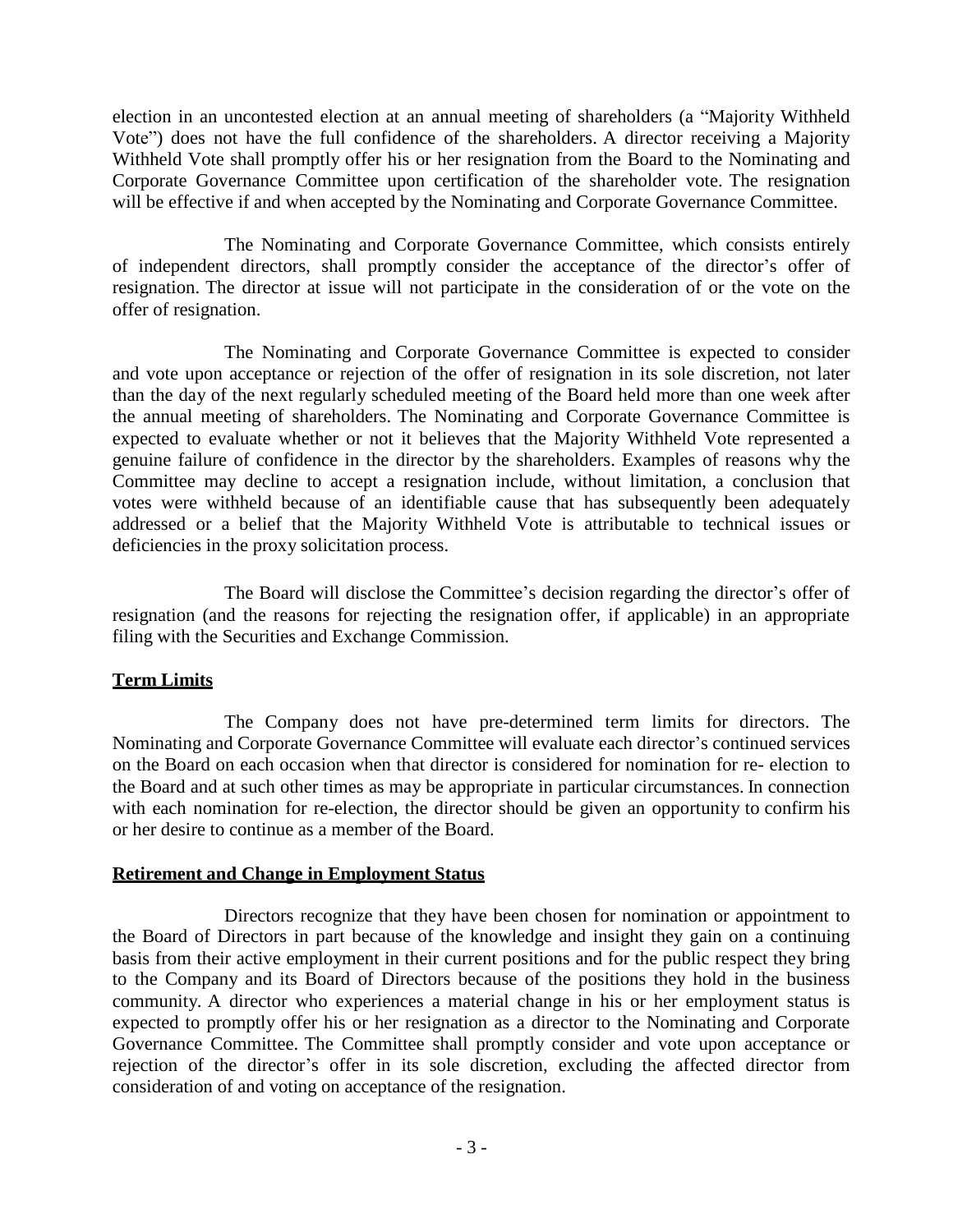election in an uncontested election at an annual meeting of shareholders (a "Majority Withheld Vote") does not have the full confidence of the shareholders. A director receiving a Majority Withheld Vote shall promptly offer his or her resignation from the Board to the Nominating and Corporate Governance Committee upon certification of the shareholder vote. The resignation will be effective if and when accepted by the Nominating and Corporate Governance Committee.

The Nominating and Corporate Governance Committee, which consists entirely of independent directors, shall promptly consider the acceptance of the director's offer of resignation. The director at issue will not participate in the consideration of or the vote on the offer of resignation.

The Nominating and Corporate Governance Committee is expected to consider and vote upon acceptance or rejection of the offer of resignation in its sole discretion, not later than the day of the next regularly scheduled meeting of the Board held more than one week after the annual meeting of shareholders. The Nominating and Corporate Governance Committee is expected to evaluate whether or not it believes that the Majority Withheld Vote represented a genuine failure of confidence in the director by the shareholders. Examples of reasons why the Committee may decline to accept a resignation include, without limitation, a conclusion that votes were withheld because of an identifiable cause that has subsequently been adequately addressed or a belief that the Majority Withheld Vote is attributable to technical issues or deficiencies in the proxy solicitation process.

The Board will disclose the Committee's decision regarding the director's offer of resignation (and the reasons for rejecting the resignation offer, if applicable) in an appropriate filing with the Securities and Exchange Commission.

## Term Limits

The Company does not have pre-determined term limits for directors. The Nominating and Corporate Governance Committee will evaluate each director's continued services on the Board on each occasion when that director is considered for nomination for re- election to the Board and at such other times as may be appropriate in particular circumstances. In connection with each nomination for re-election, the director should be given an opportunity to confirm his or her desire to continue as a member of the Board.

## Retirement and Change in Employment Status

Directors recognize that they have been chosen for nomination or appointment to the Board of Directors in part because of the knowledge and insight they gain on a continuing basis from their active employment in their current positions and for the public respect they bring to the Company and its Board of Directors because of the positions they hold in the business community. A director who experiences a material change in his or her employment status is expected to promptly offer his or her resignation as a director to the Nominating and Corporate Governance Committee. The Committee shall promptly consider and vote upon acceptance or rejection of the director's offer in its sole discretion, excluding the affected director from consideration of and voting on acceptance of the resignation.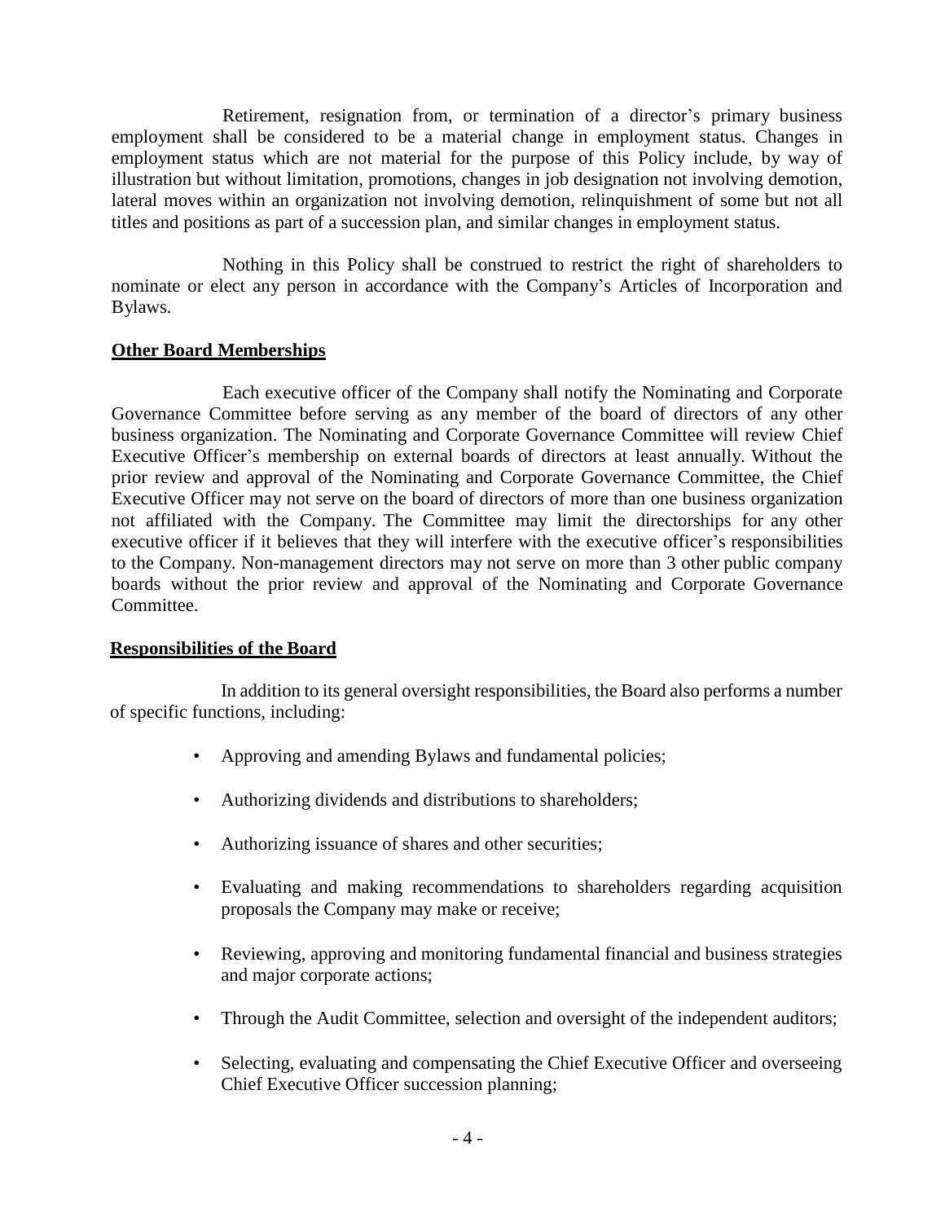Retirement, resignation from, or termination of a director's primary business employment shall be considered to be a material change in employment status. Changes in employment status which are not material for the purpose of this Policy include, by way of illustration but without limitation, promotions, changes in job designation not involving demotion, lateral moves within an organization not involving demotion, relinquishment of some but not all titles and positions as part of a succession plan, and similar changes in employment status.

Nothing in this Policy shall be construed to restrict the right of shareholders to nominate or elect any person in accordance with the Company's Articles of Incorporation and Bylaws.

## Other Board Memberships

Each executive officer of the Company shall notify the Nominating and Corporate Governance Committee before serving as any member of the board of directors of any other business organization. The Nominating and Corporate Governance Committee will review Chief Executive Officer's membership on external boards of directors at least annually. Without the prior review and approval of the Nominating and Corporate Governance Committee, the Chief Executive Officer may not serve on the board of directors of more than one business organization not affiliated with the Company. The Committee may limit the directorships for any other executive officer if it believes that they will interfere with the executive officer's responsibilities to the Company. Non-management directors may not serve on more than 3 other public company boards without the prior review and approval of the Nominating and Corporate Governance Committee.

## Responsibilities of the Board

In addition to its general oversight responsibilities, the Board also performs a number of specific functions, including:

- Approving and amending Bylaws and fundamental policies;
- Authorizing dividends and distributions to shareholders;
- Authorizing issuance of shares and other securities;
- Evaluating and making recommendations to shareholders regarding acquisition proposals the Company may make or receive;
- Reviewing, approving and monitoring fundamental financial and business strategies and major corporate actions;
- Through the Audit Committee, selection and oversight of the independent auditors;
- Selecting, evaluating and compensating the Chief Executive Officer and overseeing Chief Executive Officer succession planning;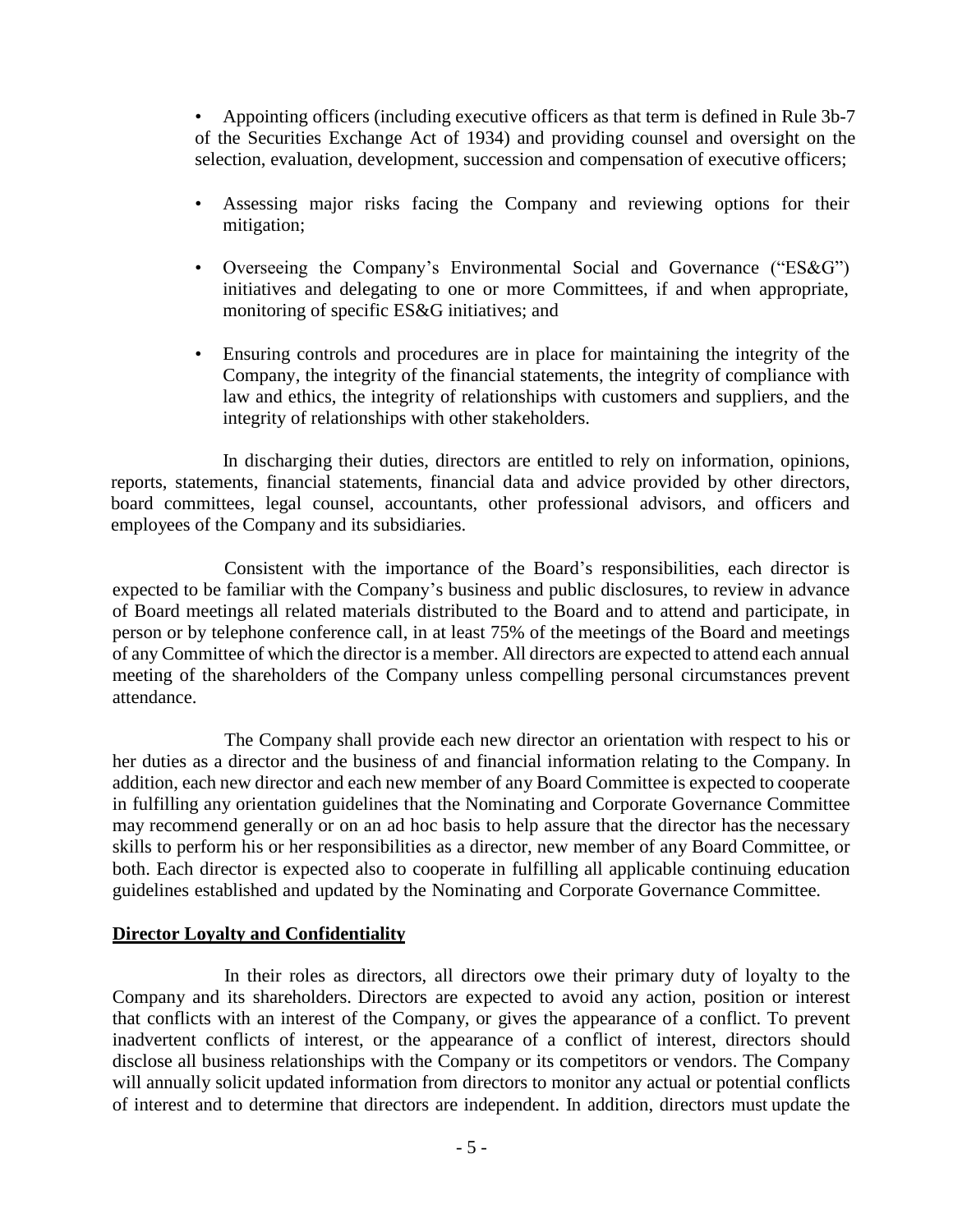- Appointing officers (including executive officers as that term is defined in Rule 3b-7 of the Securities Exchange Act of 1934) and providing counsel and oversight on the selection, evaluation, development, succession and compensation of executive officers;

- Assessing major risks facing the Company and reviewing options for their mitigation;

- Overseeing the Company's Environmental Social and Governance ("ES&G") initiatives and delegating to one or more Committees, if and when appropriate, monitoring of specific ES&G initiatives; and

- Ensuring controls and procedures are in place for maintaining the integrity of the Company, the integrity of the financial statements, the integrity of compliance with law and ethics, the integrity of relationships with customers and suppliers, and the integrity of relationships with other stakeholders.

In discharging their duties, directors are entitled to rely on information, opinions, reports, statements, financial statements, financial data and advice provided by other directors, board committees, legal counsel, accountants, other professional advisors, and officers and employees of the Company and its subsidiaries.

Consistent with the importance of the Board's responsibilities, each director is expected to be familiar with the Company's business and public disclosures, to review in advance of Board meetings all related materials distributed to the Board and to attend and participate, in person or by telephone conference call, in at least 75% of the meetings of the Board and meetings of any Committee of which the director is a member. All directors are expected to attend each annual meeting of the shareholders of the Company unless compelling personal circumstances prevent attendance.

The Company shall provide each new director an orientation with respect to his or her duties as a director and the business of and financial information relating to the Company. In addition, each new director and each new member of any Board Committee is expected to cooperate in fulfilling any orientation guidelines that the Nominating and Corporate Governance Committee may recommend generally or on an ad hoc basis to help assure that the director has the necessary skills to perform his or her responsibilities as a director, new member of any Board Committee, or both. Each director is expected also to cooperate in fulfilling all applicable continuing education guidelines established and updated by the Nominating and Corporate Governance Committee.

**Director Loyalty and Confidentiality**

In their roles as directors, all directors owe their primary duty of loyalty to the Company and its shareholders. Directors are expected to avoid any action, position or interest that conflicts with an interest of the Company, or gives the appearance of a conflict. To prevent inadvertent conflicts of interest, or the appearance of a conflict of interest, directors should disclose all business relationships with the Company or its competitors or vendors. The Company will annually solicit updated information from directors to monitor any actual or potential conflicts of interest and to determine that directors are independent. In addition, directors must update the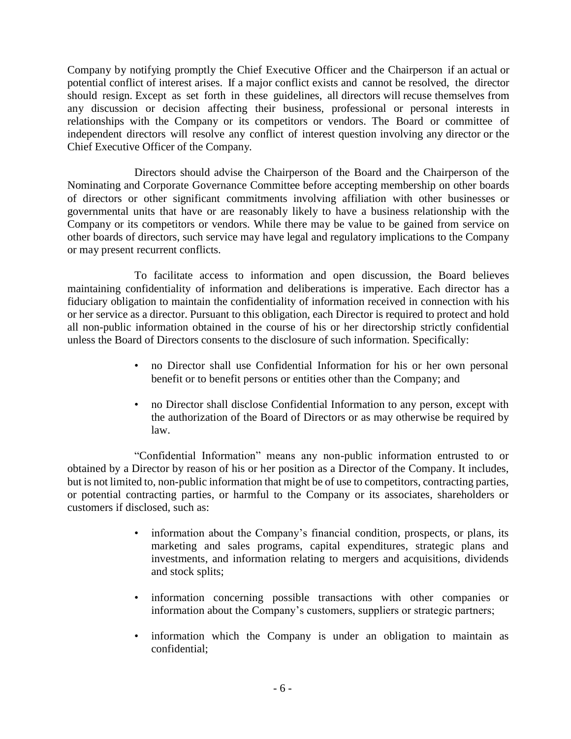Company by notifying promptly the Chief Executive Officer and the Chairperson if an actual or potential conflict of interest arises. If a major conflict exists and cannot be resolved, the director should resign. Except as set forth in these guidelines, all directors will recuse themselves from any discussion or decision affecting their business, professional or personal interests in relationships with the Company or its competitors or vendors. The Board or committee of independent directors will resolve any conflict of interest question involving any director or the Chief Executive Officer of the Company.

Directors should advise the Chairperson of the Board and the Chairperson of the Nominating and Corporate Governance Committee before accepting membership on other boards of directors or other significant commitments involving affiliation with other businesses or governmental units that have or are reasonably likely to have a business relationship with the Company or its competitors or vendors. While there may be value to be gained from service on other boards of directors, such service may have legal and regulatory implications to the Company or may present recurrent conflicts.

To facilitate access to information and open discussion, the Board believes maintaining confidentiality of information and deliberations is imperative. Each director has a fiduciary obligation to maintain the confidentiality of information received in connection with his or her service as a director. Pursuant to this obligation, each Director is required to protect and hold all non-public information obtained in the course of his or her directorship strictly confidential unless the Board of Directors consents to the disclosure of such information. Specifically:

- no Director shall use Confidential Information for his or her own personal benefit or to benefit persons or entities other than the Company; and
- no Director shall disclose Confidential Information to any person, except with the authorization of the Board of Directors or as may otherwise be required by law.

"Confidential Information" means any non-public information entrusted to or obtained by a Director by reason of his or her position as a Director of the Company. It includes, but is not limited to, non-public information that might be of use to competitors, contracting parties, or potential contracting parties, or harmful to the Company or its associates, shareholders or customers if disclosed, such as:

- information about the Company's financial condition, prospects, or plans, its marketing and sales programs, capital expenditures, strategic plans and investments, and information relating to mergers and acquisitions, dividends and stock splits;
- information concerning possible transactions with other companies or information about the Company's customers, suppliers or strategic partners;
- information which the Company is under an obligation to maintain as confidential;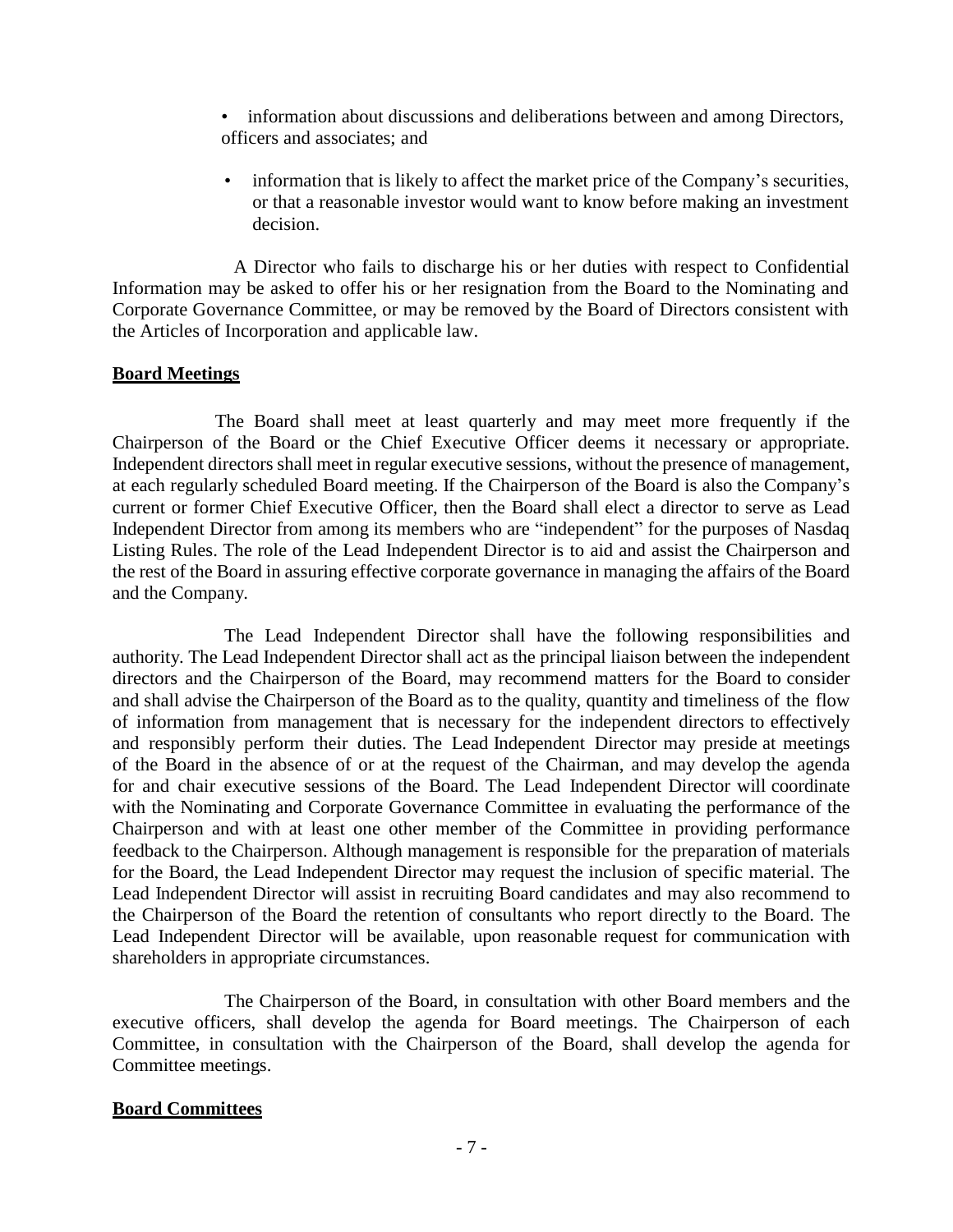- information about discussions and deliberations between and among Directors, officers and associates; and

- information that is likely to affect the market price of the Company's securities, or that a reasonable investor would want to know before making an investment decision.

A Director who fails to discharge his or her duties with respect to Confidential Information may be asked to offer his or her resignation from the Board to the Nominating and Corporate Governance Committee, or may be removed by the Board of Directors consistent with the Articles of Incorporation and applicable law.

**Board Meetings**

The Board shall meet at least quarterly and may meet more frequently if the Chairperson of the Board or the Chief Executive Officer deems it necessary or appropriate. Independent directors shall meet in regular executive sessions, without the presence of management, at each regularly scheduled Board meeting. If the Chairperson of the Board is also the Company's current or former Chief Executive Officer, then the Board shall elect a director to serve as Lead Independent Director from among its members who are "independent" for the purposes of Nasdaq Listing Rules. The role of the Lead Independent Director is to aid and assist the Chairperson and the rest of the Board in assuring effective corporate governance in managing the affairs of the Board and the Company.

The Lead Independent Director shall have the following responsibilities and authority. The Lead Independent Director shall act as the principal liaison between the independent directors and the Chairperson of the Board, may recommend matters for the Board to consider and shall advise the Chairperson of the Board as to the quality, quantity and timeliness of the flow of information from management that is necessary for the independent directors to effectively and responsibly perform their duties. The Lead Independent Director may preside at meetings of the Board in the absence of or at the request of the Chairman, and may develop the agenda for and chair executive sessions of the Board. The Lead Independent Director will coordinate with the Nominating and Corporate Governance Committee in evaluating the performance of the Chairperson and with at least one other member of the Committee in providing performance feedback to the Chairperson. Although management is responsible for the preparation of materials for the Board, the Lead Independent Director may request the inclusion of specific material. The Lead Independent Director will assist in recruiting Board candidates and may also recommend to the Chairperson of the Board the retention of consultants who report directly to the Board. The Lead Independent Director will be available, upon reasonable request for communication with shareholders in appropriate circumstances.

The Chairperson of the Board, in consultation with other Board members and the executive officers, shall develop the agenda for Board meetings. The Chairperson of each Committee, in consultation with the Chairperson of the Board, shall develop the agenda for Committee meetings.

**Board Committees**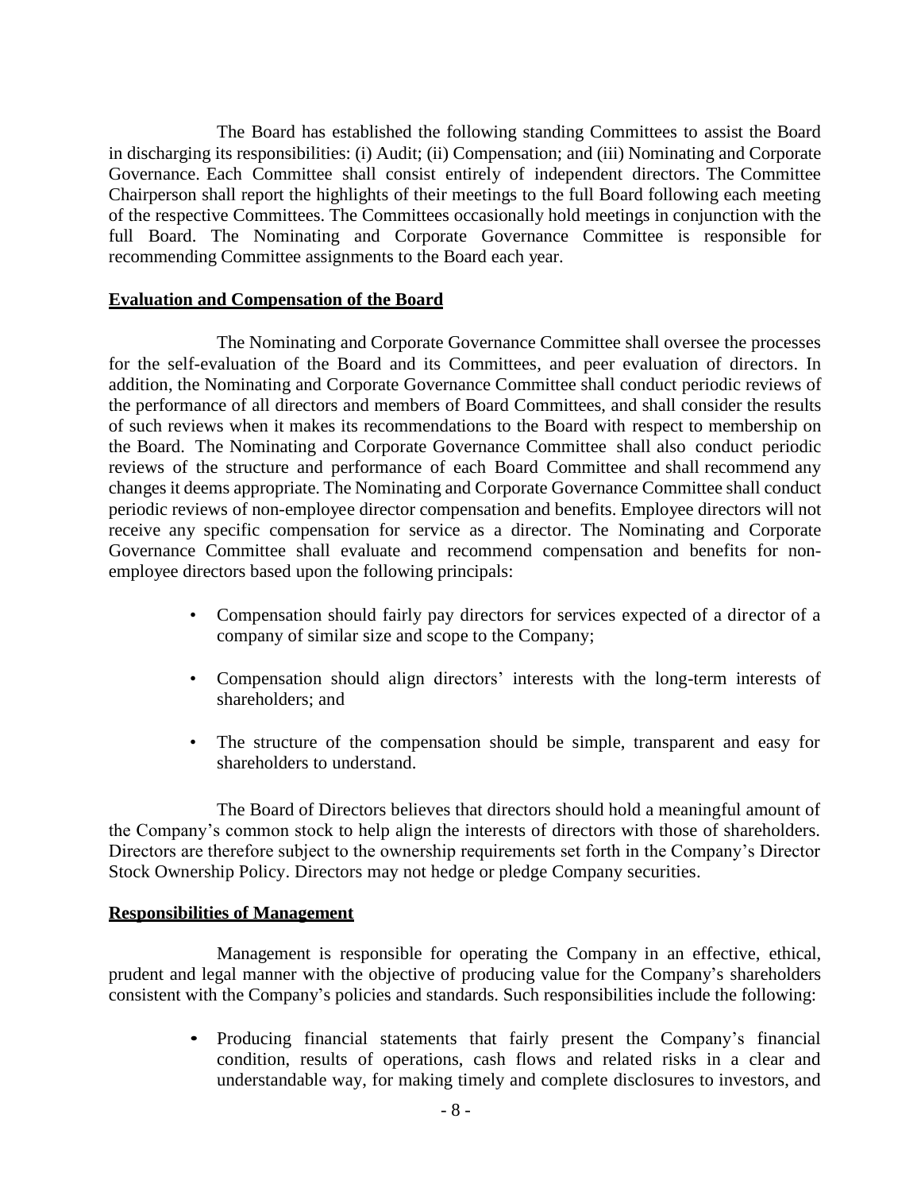The Board has established the following standing Committees to assist the Board in discharging its responsibilities: (i) Audit; (ii) Compensation; and (iii) Nominating and Corporate Governance. Each Committee shall consist entirely of independent directors. The Committee Chairperson shall report the highlights of their meetings to the full Board following each meeting of the respective Committees. The Committees occasionally hold meetings in conjunction with the full Board. The Nominating and Corporate Governance Committee is responsible for recommending Committee assignments to the Board each year.

## Evaluation and Compensation of the Board

The Nominating and Corporate Governance Committee shall oversee the processes for the self-evaluation of the Board and its Committees, and peer evaluation of directors. In addition, the Nominating and Corporate Governance Committee shall conduct periodic reviews of the performance of all directors and members of Board Committees, and shall consider the results of such reviews when it makes its recommendations to the Board with respect to membership on the Board. The Nominating and Corporate Governance Committee shall also conduct periodic reviews of the structure and performance of each Board Committee and shall recommend any changes it deems appropriate. The Nominating and Corporate Governance Committee shall conduct periodic reviews of non-employee director compensation and benefits. Employee directors will not receive any specific compensation for service as a director. The Nominating and Corporate Governance Committee shall evaluate and recommend compensation and benefits for non-employee directors based upon the following principals:

- Compensation should fairly pay directors for services expected of a director of a company of similar size and scope to the Company;
- Compensation should align directors' interests with the long-term interests of shareholders; and
- The structure of the compensation should be simple, transparent and easy for shareholders to understand.

The Board of Directors believes that directors should hold a meaningful amount of the Company's common stock to help align the interests of directors with those of shareholders. Directors are therefore subject to the ownership requirements set forth in the Company's Director Stock Ownership Policy. Directors may not hedge or pledge Company securities.

## Responsibilities of Management

Management is responsible for operating the Company in an effective, ethical, prudent and legal manner with the objective of producing value for the Company's shareholders consistent with the Company's policies and standards. Such responsibilities include the following:

- Producing financial statements that fairly present the Company's financial condition, results of operations, cash flows and related risks in a clear and understandable way, for making timely and complete disclosures to investors, and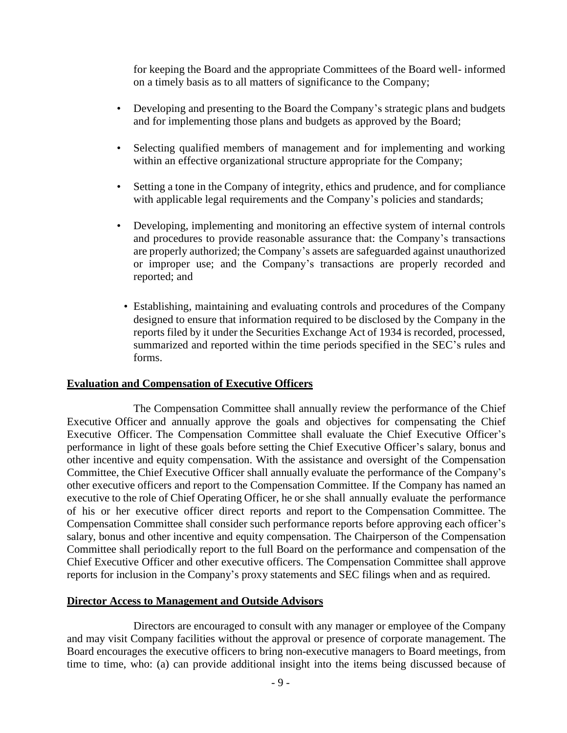for keeping the Board and the appropriate Committees of the Board well- informed on a timely basis as to all matters of significance to the Company;

- Developing and presenting to the Board the Company's strategic plans and budgets and for implementing those plans and budgets as approved by the Board;
- Selecting qualified members of management and for implementing and working within an effective organizational structure appropriate for the Company;
- Setting a tone in the Company of integrity, ethics and prudence, and for compliance with applicable legal requirements and the Company's policies and standards;
- Developing, implementing and monitoring an effective system of internal controls and procedures to provide reasonable assurance that: the Company's transactions are properly authorized; the Company's assets are safeguarded against unauthorized or improper use; and the Company's transactions are properly recorded and reported; and
- Establishing, maintaining and evaluating controls and procedures of the Company designed to ensure that information required to be disclosed by the Company in the reports filed by it under the Securities Exchange Act of 1934 is recorded, processed, summarized and reported within the time periods specified in the SEC's rules and forms.

**Evaluation and Compensation of Executive Officers**

The Compensation Committee shall annually review the performance of the Chief Executive Officer and annually approve the goals and objectives for compensating the Chief Executive Officer. The Compensation Committee shall evaluate the Chief Executive Officer's performance in light of these goals before setting the Chief Executive Officer's salary, bonus and other incentive and equity compensation. With the assistance and oversight of the Compensation Committee, the Chief Executive Officer shall annually evaluate the performance of the Company's other executive officers and report to the Compensation Committee. If the Company has named an executive to the role of Chief Operating Officer, he or she shall annually evaluate the performance of his or her executive officer direct reports and report to the Compensation Committee. The Compensation Committee shall consider such performance reports before approving each officer's salary, bonus and other incentive and equity compensation. The Chairperson of the Compensation Committee shall periodically report to the full Board on the performance and compensation of the Chief Executive Officer and other executive officers. The Compensation Committee shall approve reports for inclusion in the Company's proxy statements and SEC filings when and as required.

**Director Access to Management and Outside Advisors**

Directors are encouraged to consult with any manager or employee of the Company and may visit Company facilities without the approval or presence of corporate management. The Board encourages the executive officers to bring non-executive managers to Board meetings, from time to time, who: (a) can provide additional insight into the items being discussed because of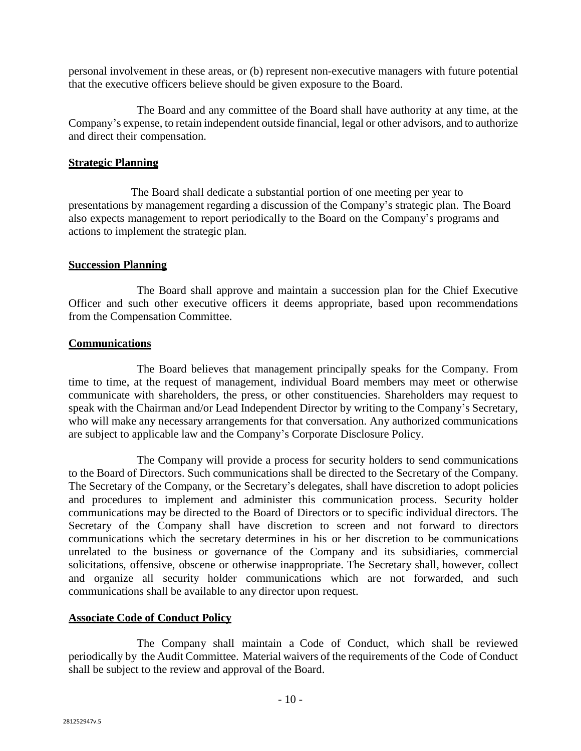personal involvement in these areas, or (b) represent non-executive managers with future potential that the executive officers believe should be given exposure to the Board.

The Board and any committee of the Board shall have authority at any time, at the Company's expense, to retain independent outside financial, legal or other advisors, and to authorize and direct their compensation.

**Strategic Planning**

The Board shall dedicate a substantial portion of one meeting per year to presentations by management regarding a discussion of the Company's strategic plan. The Board also expects management to report periodically to the Board on the Company's programs and actions to implement the strategic plan.

**Succession Planning**

The Board shall approve and maintain a succession plan for the Chief Executive Officer and such other executive officers it deems appropriate, based upon recommendations from the Compensation Committee.

**Communications**

The Board believes that management principally speaks for the Company. From time to time, at the request of management, individual Board members may meet or otherwise communicate with shareholders, the press, or other constituencies. Shareholders may request to speak with the Chairman and/or Lead Independent Director by writing to the Company's Secretary, who will make any necessary arrangements for that conversation. Any authorized communications are subject to applicable law and the Company's Corporate Disclosure Policy.

The Company will provide a process for security holders to send communications to the Board of Directors. Such communications shall be directed to the Secretary of the Company. The Secretary of the Company, or the Secretary's delegates, shall have discretion to adopt policies and procedures to implement and administer this communication process. Security holder communications may be directed to the Board of Directors or to specific individual directors. The Secretary of the Company shall have discretion to screen and not forward to directors communications which the secretary determines in his or her discretion to be communications unrelated to the business or governance of the Company and its subsidiaries, commercial solicitations, offensive, obscene or otherwise inappropriate. The Secretary shall, however, collect and organize all security holder communications which are not forwarded, and such communications shall be available to any director upon request.

**Associate Code of Conduct Policy**

The Company shall maintain a Code of Conduct, which shall be reviewed periodically by the Audit Committee. Material waivers of the requirements of the Code of Conduct shall be subject to the review and approval of the Board.